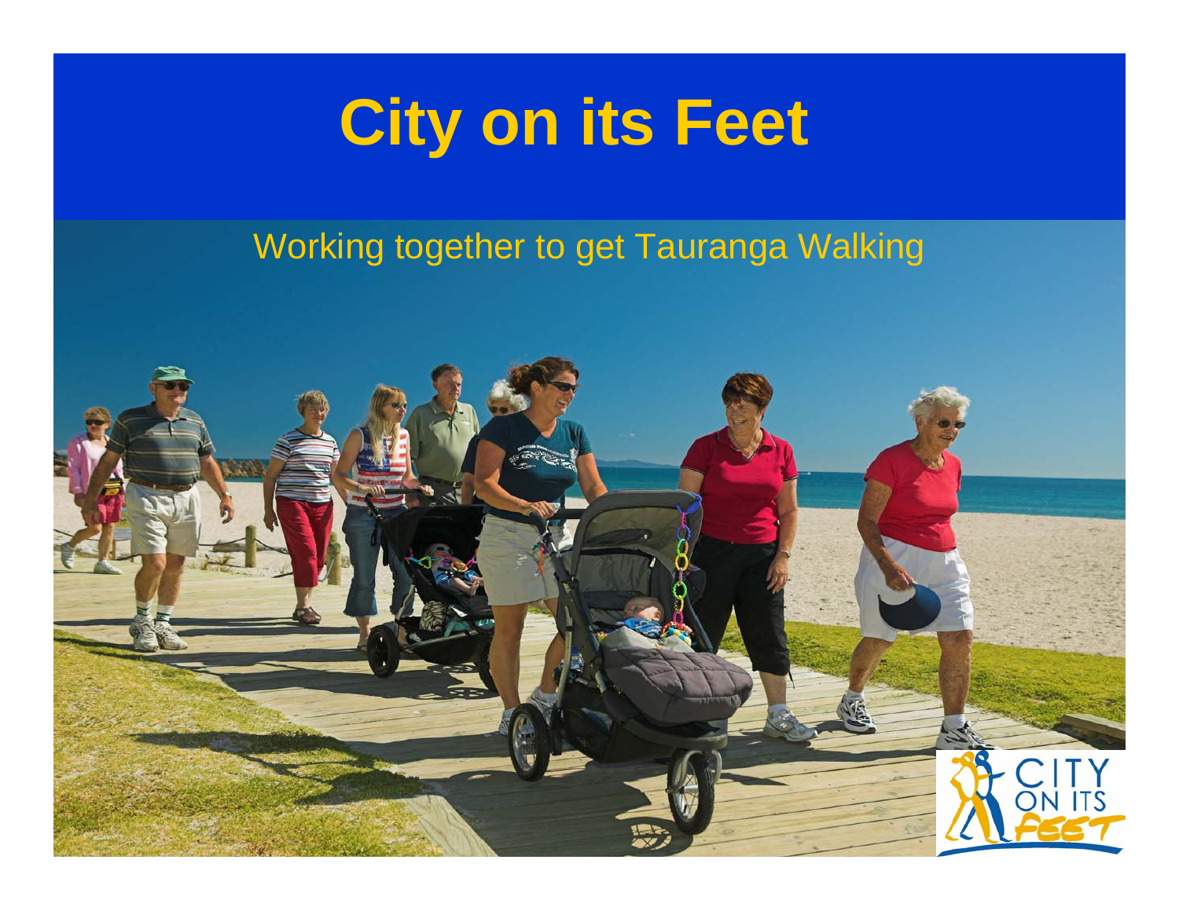# City on its Feet

Working together to get Tauranga Walking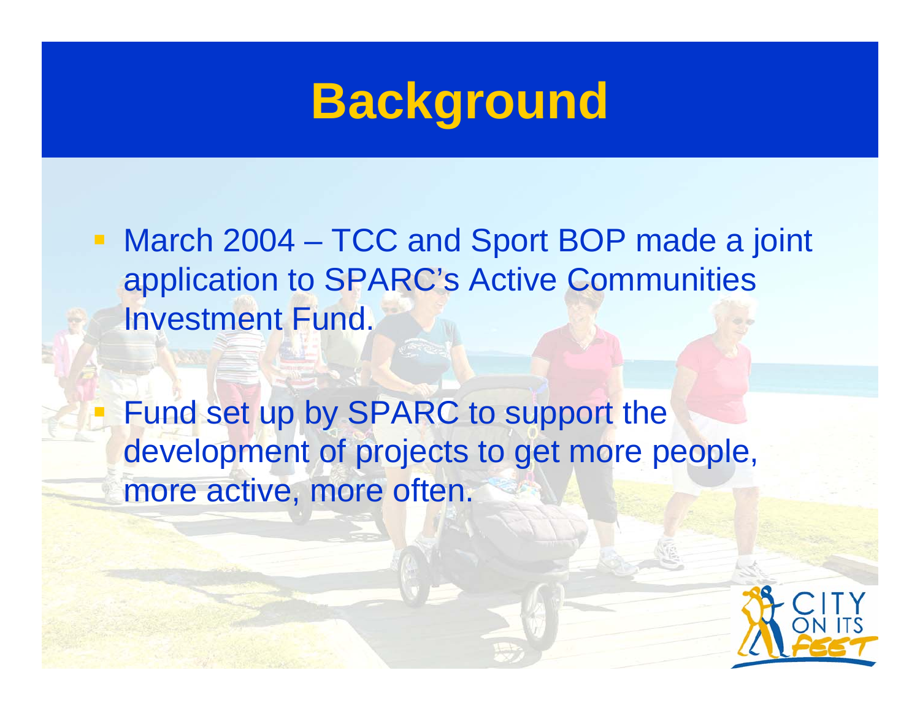# Background

- March 2004 – TCC and Sport BOP made a joint application to SPARC's Active Communities Investment Fund.
- Fund set up by SPARC to support the development of projects to get more people, more active, more often.

CITY ON ITS FEET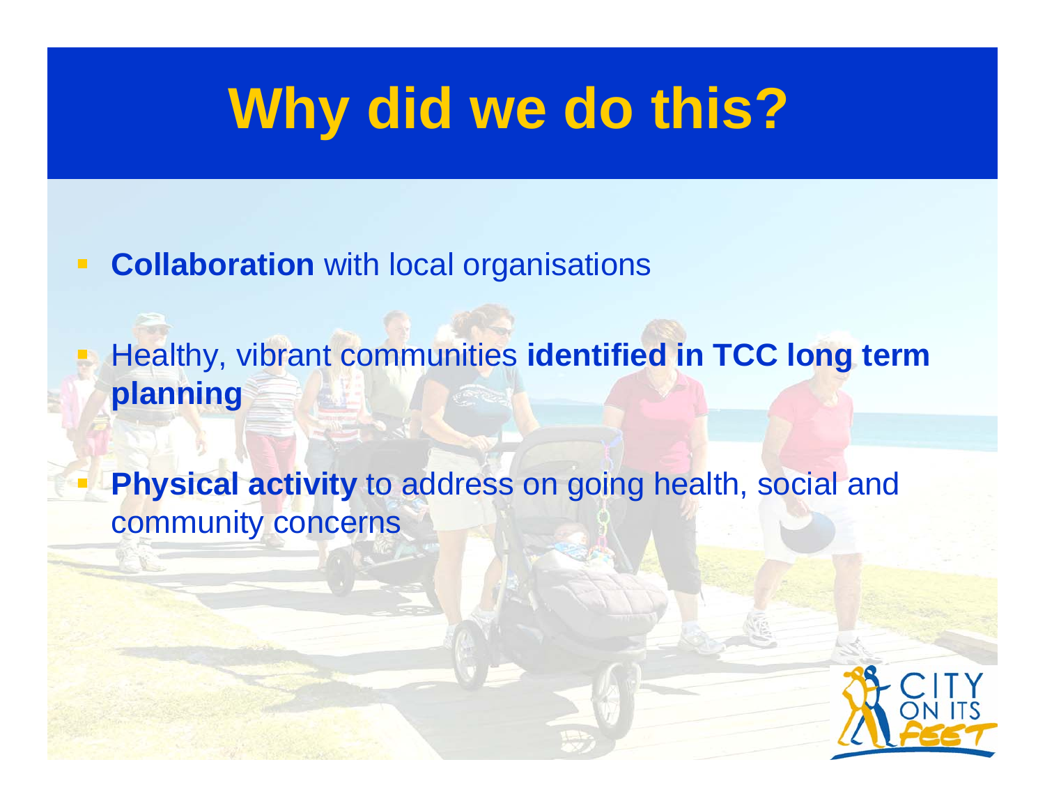# Why did we do this?

- **Collaboration** with local organisations
- Healthy, vibrant communities **identified in TCC long term planning**
- **Physical activity** to address on going health, social and community concerns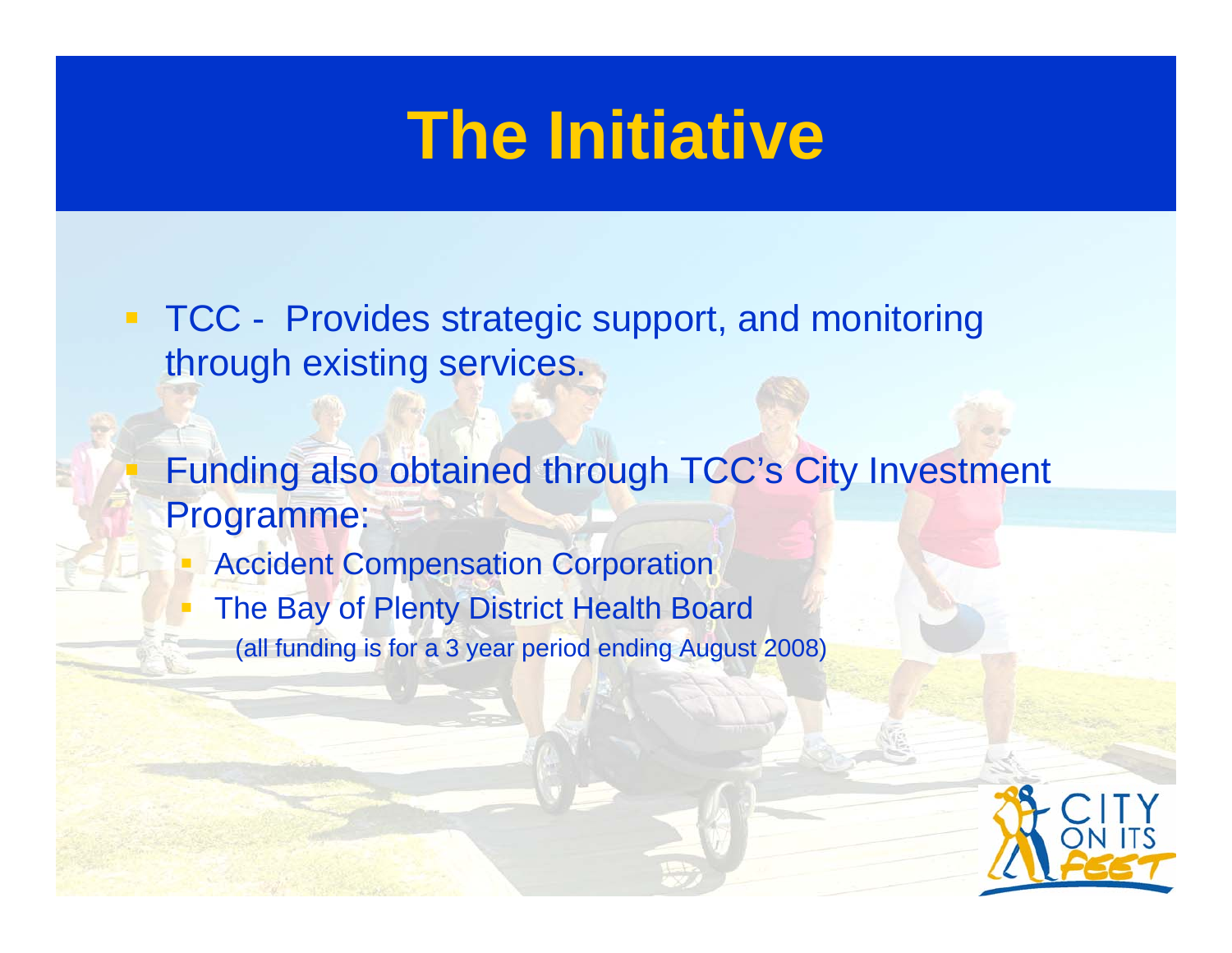# The Initiative

- TCC - Provides strategic support, and monitoring through existing services.
- Funding also obtained through TCC's City Investment Programme:
  - Accident Compensation Corporation
  - The Bay of Plenty District Health Board

    (all funding is for a 3 year period ending August 2008)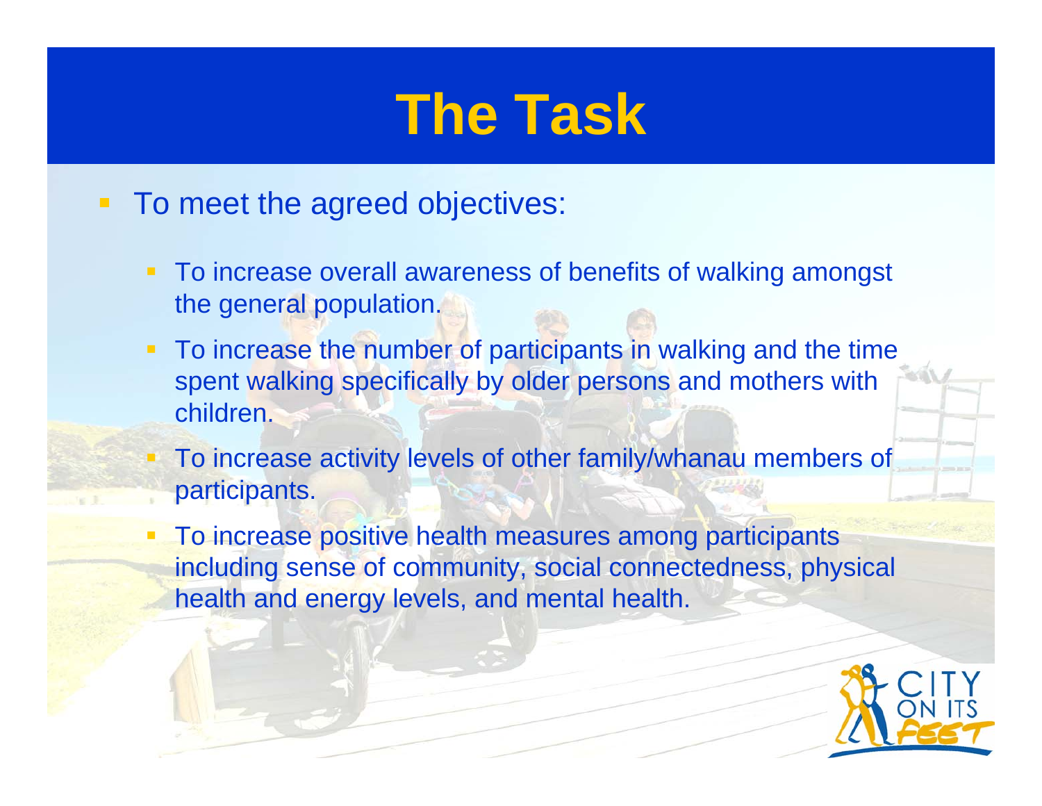# The Task

- To meet the agreed objectives:
  - To increase overall awareness of benefits of walking amongst the general population.
  - To increase the number of participants in walking and the time spent walking specifically by older persons and mothers with children.
  - To increase activity levels of other family/whanau members of participants.
  - To increase positive health measures among participants including sense of community, social connectedness, physical health and energy levels, and mental health.

CITY ON ITS FEET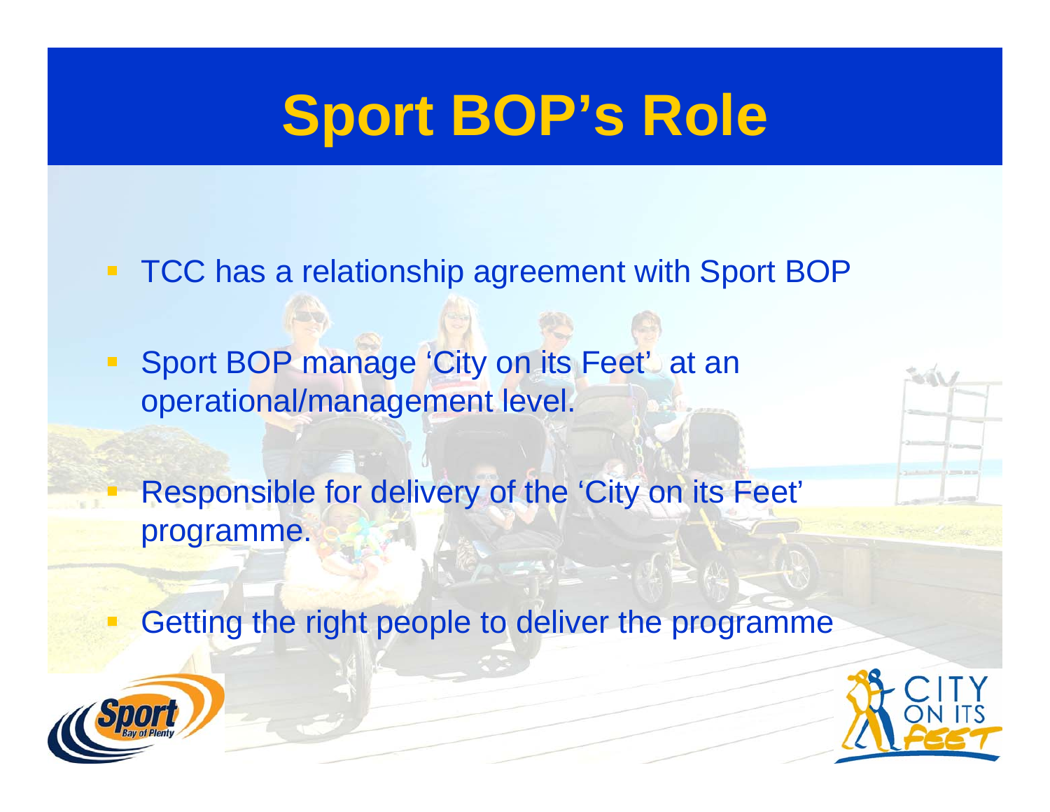# Sport BOP's Role

- TCC has a relationship agreement with Sport BOP
- Sport BOP manage 'City on its Feet' at an operational/management level.
- Responsible for delivery of the 'City on its Feet' programme.
- Getting the right people to deliver the programme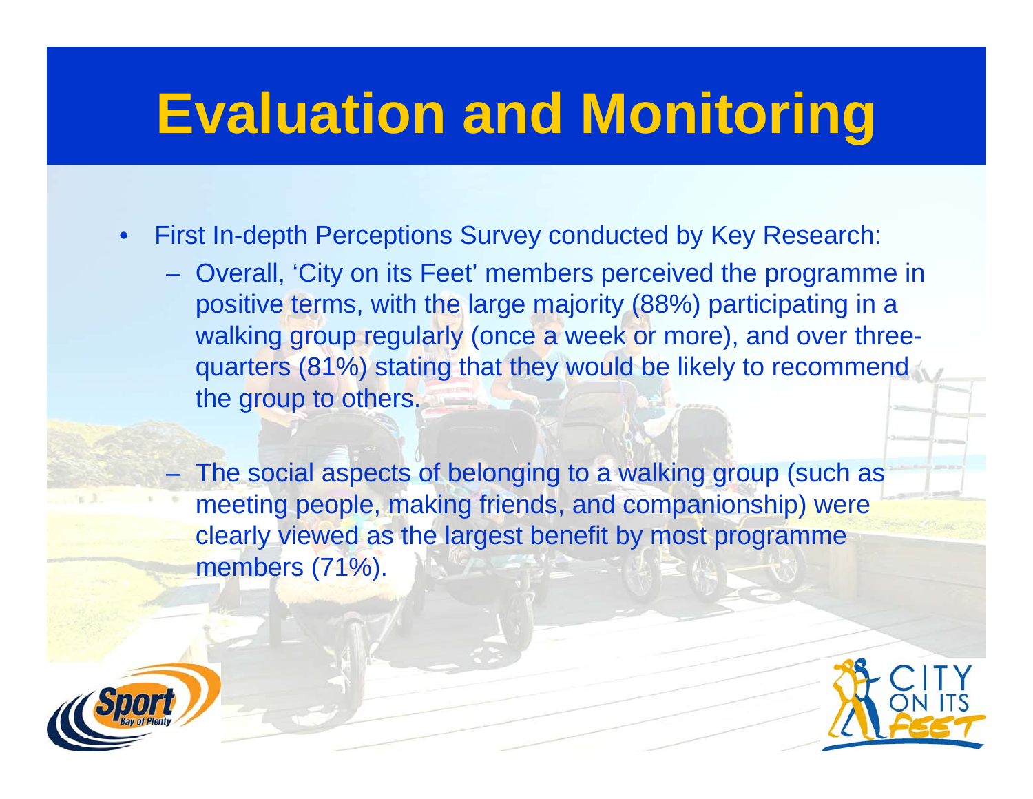# Evaluation and Monitoring

- First In-depth Perceptions Survey conducted by Key Research:
  - Overall, 'City on its Feet' members perceived the programme in positive terms, with the large majority (88%) participating in a walking group regularly (once a week or more), and over three-quarters (81%) stating that they would be likely to recommend the group to others.
  - The social aspects of belonging to a walking group (such as meeting people, making friends, and companionship) were clearly viewed as the largest benefit by most programme members (71%).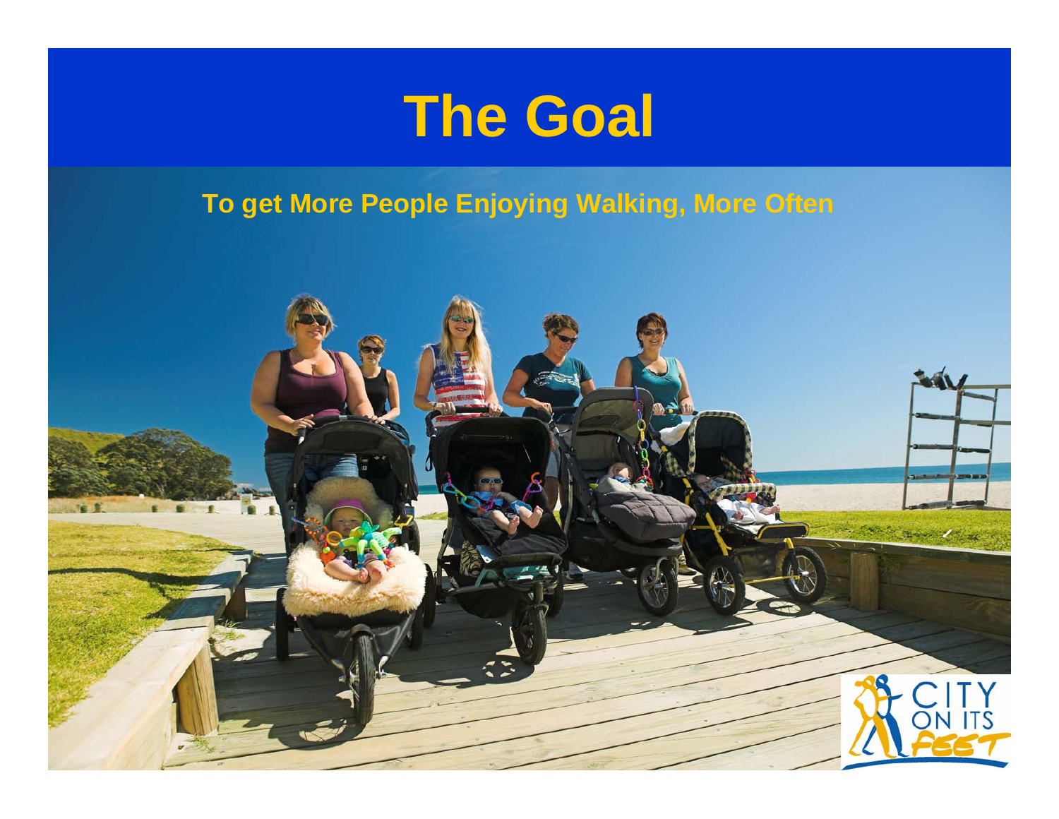# The Goal

**To get More People Enjoying Walking, More Often**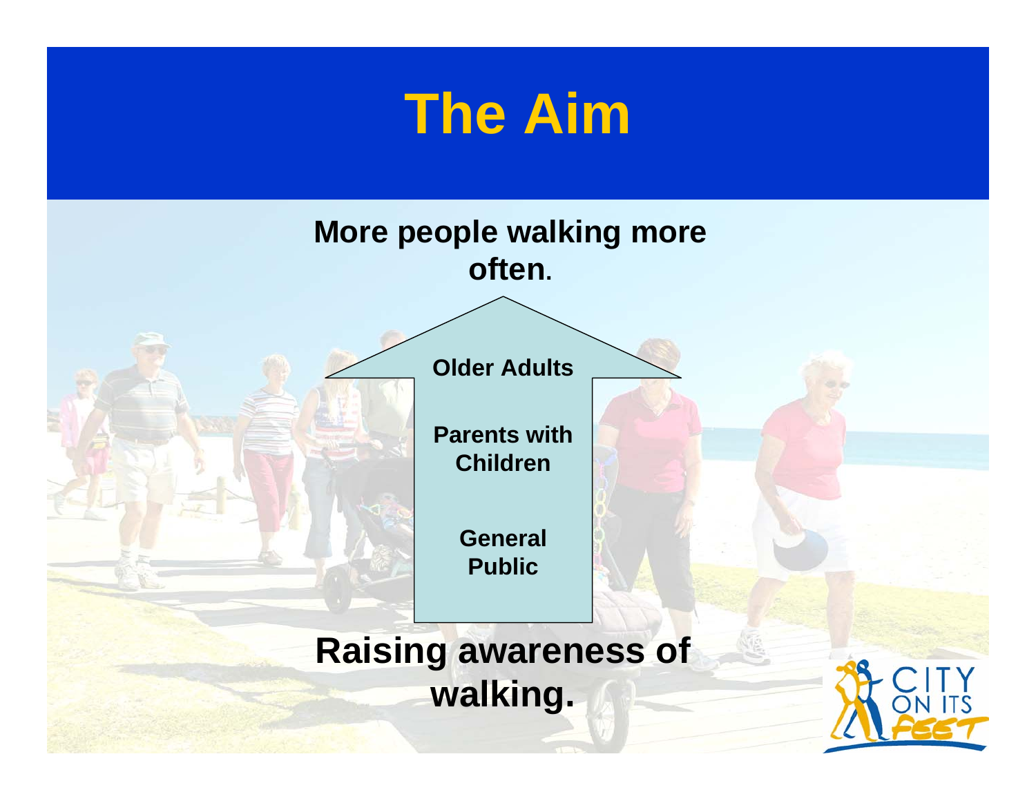# The Aim

**More people walking more often.**

**Older Adults**

**Parents with Children**

**General Public**

**Raising awareness of walking.**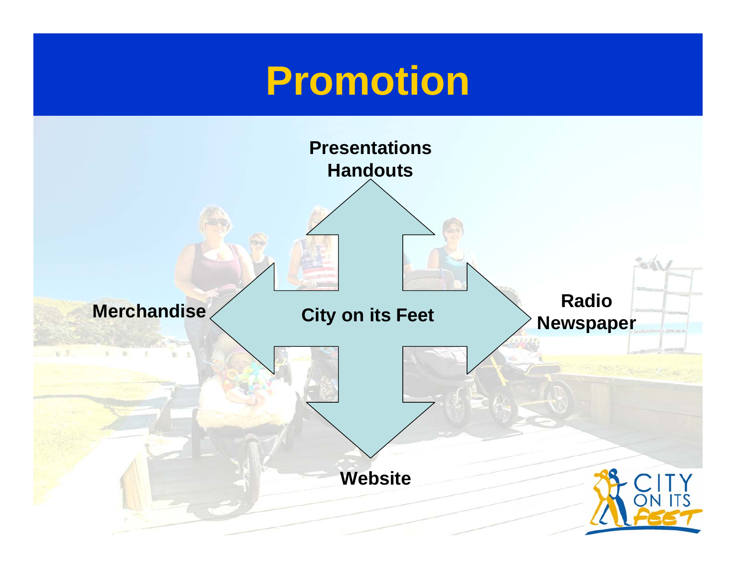# Promotion

Presentations
Handouts

Merchandise

City on its Feet

Radio
Newspaper

Website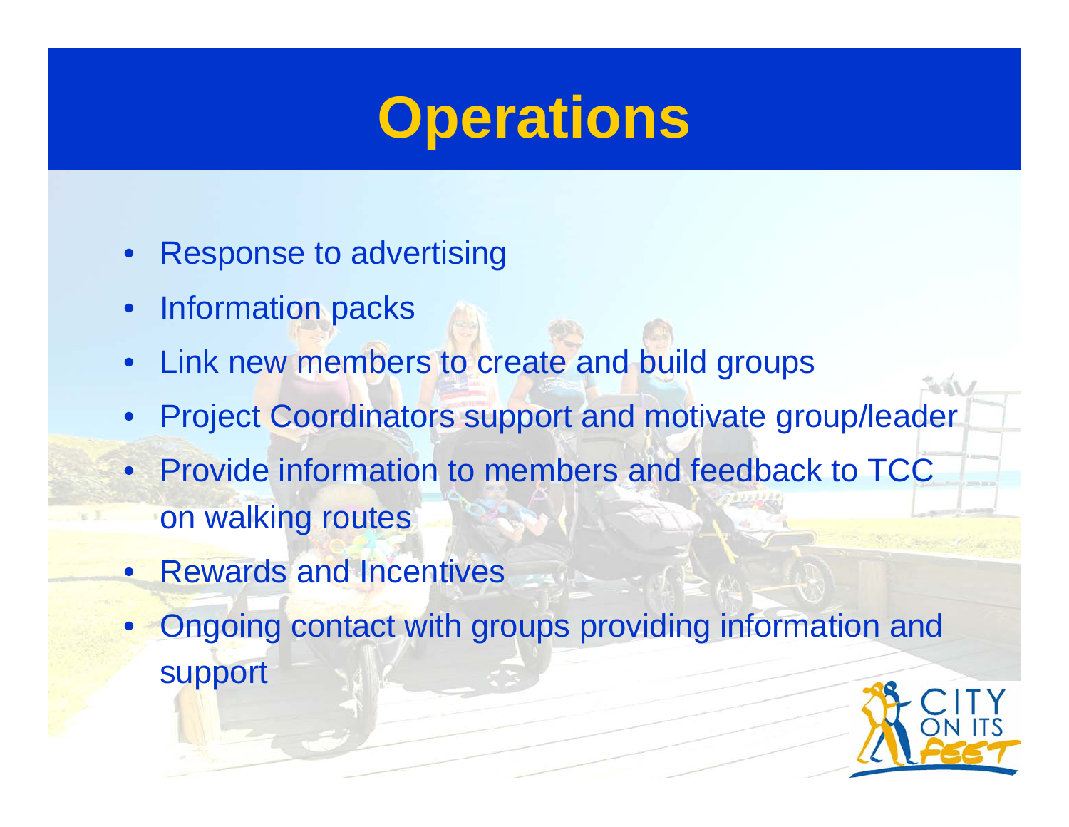# Operations

- Response to advertising
- Information packs
- Link new members to create and build groups
- Project Coordinators support and motivate group/leader
- Provide information to members and feedback to TCC on walking routes
- Rewards and Incentives
- Ongoing contact with groups providing information and support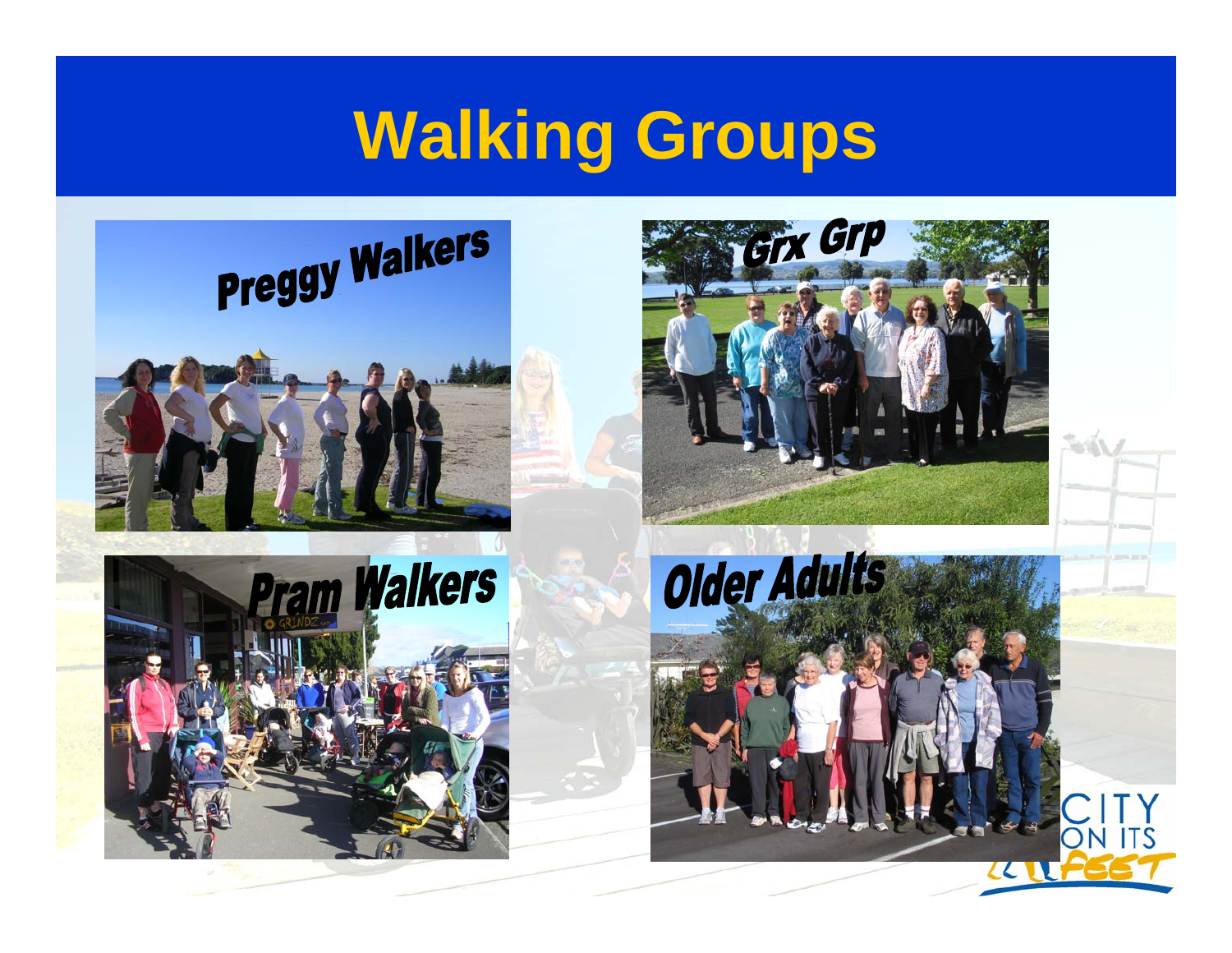# Walking Groups

Preggy Walkers

Grx Grp

Pram Walkers

Older Adults

CITY ON ITS FEET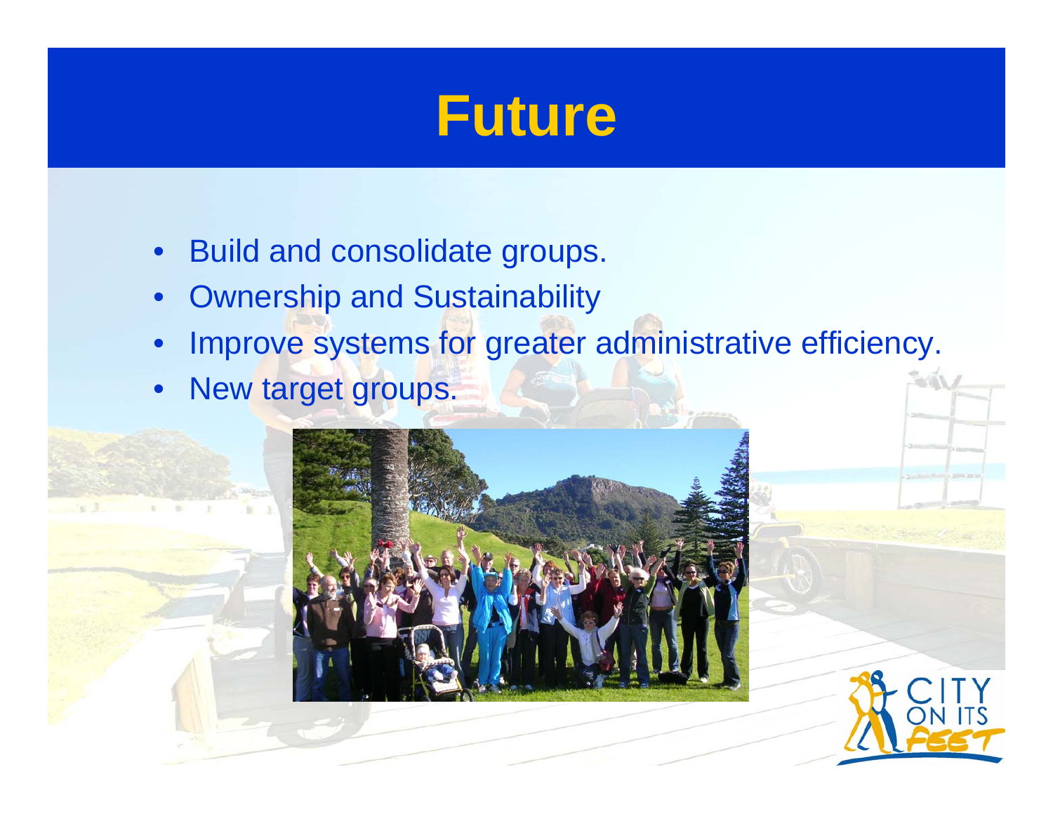# Future

- Build and consolidate groups.
- Ownership and Sustainability
- Improve systems for greater administrative efficiency.
- New target groups.